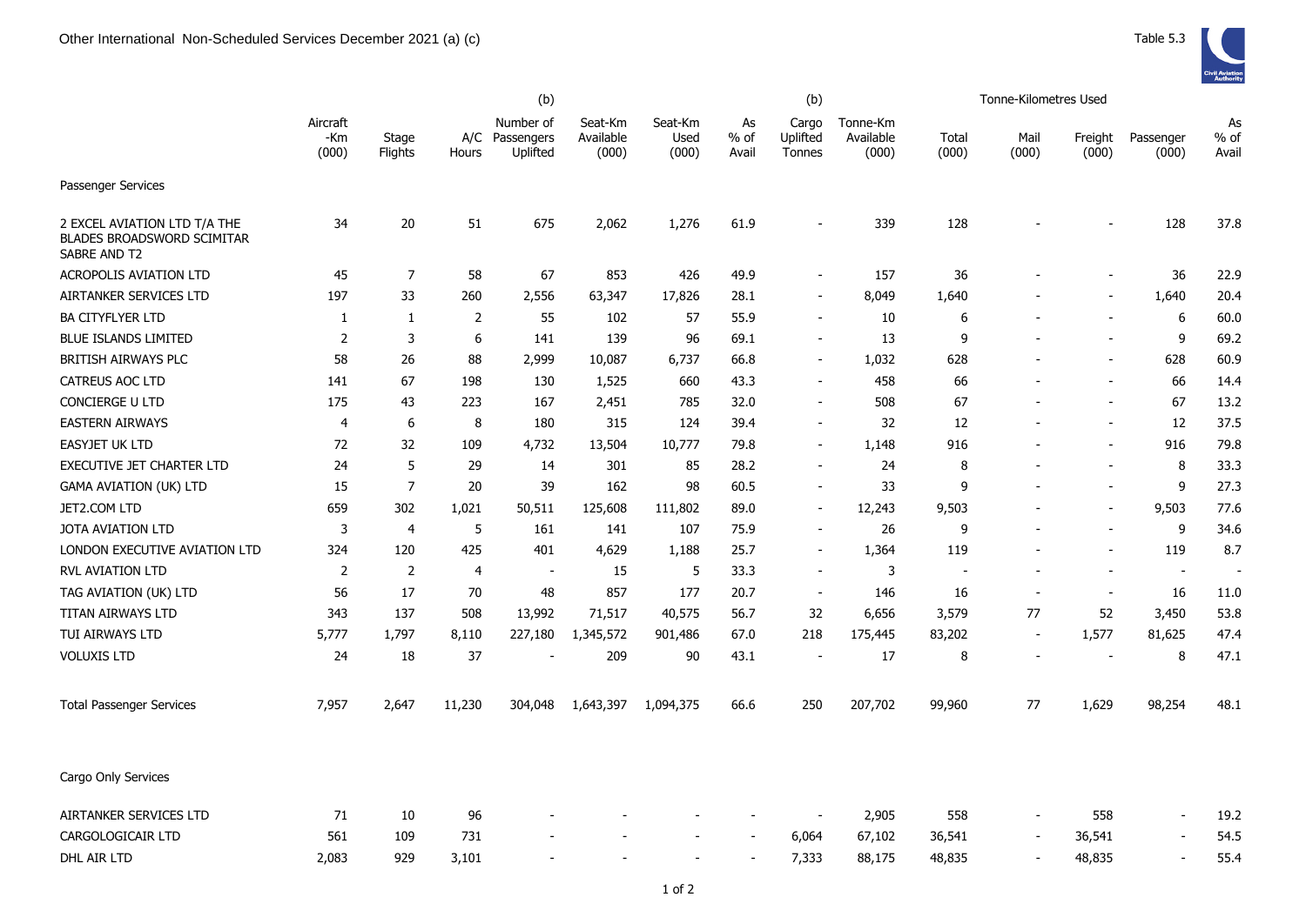Other International Non-Scheduled Services December 2021 (a) (c)

Table 5.3

| | Aircraft -Km (000) | Stage Flights | A/C Hours | (b) Number of Passengers Uplifted | Seat-Km Available (000) | Seat-Km Used (000) | As % of Avail | (b) Cargo Uplifted Tonnes | Tonne-Km Available (000) | Tonne-Kilometres Used Total (000) | Mail (000) | Freight (000) | Passenger (000) | As % of Avail |
|---|---|---|---|---|---|---|---|---|---|---|---|---|---|---|
| Passenger Services | | | | | | | | | | | | | | |
| 2 EXCEL AVIATION LTD T/A THE BLADES BROADSWORD SCIMITAR SABRE AND T2 | 34 | 20 | 51 | 675 | 2,062 | 1,276 | 61.9 | - | 339 | 128 | - | - | 128 | 37.8 |
| ACROPOLIS AVIATION LTD | 45 | 7 | 58 | 67 | 853 | 426 | 49.9 | - | 157 | 36 | - | - | 36 | 22.9 |
| AIRTANKER SERVICES LTD | 197 | 33 | 260 | 2,556 | 63,347 | 17,826 | 28.1 | - | 8,049 | 1,640 | - | - | 1,640 | 20.4 |
| BA CITYFLYER LTD | 1 | 1 | 2 | 55 | 102 | 57 | 55.9 | - | 10 | 6 | - | - | 6 | 60.0 |
| BLUE ISLANDS LIMITED | 2 | 3 | 6 | 141 | 139 | 96 | 69.1 | - | 13 | 9 | - | - | 9 | 69.2 |
| BRITISH AIRWAYS PLC | 58 | 26 | 88 | 2,999 | 10,087 | 6,737 | 66.8 | - | 1,032 | 628 | - | - | 628 | 60.9 |
| CATREUS AOC LTD | 141 | 67 | 198 | 130 | 1,525 | 660 | 43.3 | - | 458 | 66 | - | - | 66 | 14.4 |
| CONCIERGE U LTD | 175 | 43 | 223 | 167 | 2,451 | 785 | 32.0 | - | 508 | 67 | - | - | 67 | 13.2 |
| EASTERN AIRWAYS | 4 | 6 | 8 | 180 | 315 | 124 | 39.4 | - | 32 | 12 | - | - | 12 | 37.5 |
| EASYJET UK LTD | 72 | 32 | 109 | 4,732 | 13,504 | 10,777 | 79.8 | - | 1,148 | 916 | - | - | 916 | 79.8 |
| EXECUTIVE JET CHARTER LTD | 24 | 5 | 29 | 14 | 301 | 85 | 28.2 | - | 24 | 8 | - | - | 8 | 33.3 |
| GAMA AVIATION (UK) LTD | 15 | 7 | 20 | 39 | 162 | 98 | 60.5 | - | 33 | 9 | - | - | 9 | 27.3 |
| JET2.COM LTD | 659 | 302 | 1,021 | 50,511 | 125,608 | 111,802 | 89.0 | - | 12,243 | 9,503 | - | - | 9,503 | 77.6 |
| JOTA AVIATION LTD | 3 | 4 | 5 | 161 | 141 | 107 | 75.9 | - | 26 | 9 | - | - | 9 | 34.6 |
| LONDON EXECUTIVE AVIATION LTD | 324 | 120 | 425 | 401 | 4,629 | 1,188 | 25.7 | - | 1,364 | 119 | - | - | 119 | 8.7 |
| RVL AVIATION LTD | 2 | 2 | 4 | - | 15 | 5 | 33.3 | - | 3 | - | - | - | - | - |
| TAG AVIATION (UK) LTD | 56 | 17 | 70 | 48 | 857 | 177 | 20.7 | - | 146 | 16 | - | - | 16 | 11.0 |
| TITAN AIRWAYS LTD | 343 | 137 | 508 | 13,992 | 71,517 | 40,575 | 56.7 | 32 | 6,656 | 3,579 | 77 | 52 | 3,450 | 53.8 |
| TUI AIRWAYS LTD | 5,777 | 1,797 | 8,110 | 227,180 | 1,345,572 | 901,486 | 67.0 | 218 | 175,445 | 83,202 | - | 1,577 | 81,625 | 47.4 |
| VOLUXIS LTD | 24 | 18 | 37 | - | 209 | 90 | 43.1 | - | 17 | 8 | - | - | 8 | 47.1 |
| Total Passenger Services | 7,957 | 2,647 | 11,230 | 304,048 | 1,643,397 | 1,094,375 | 66.6 | 250 | 207,702 | 99,960 | 77 | 1,629 | 98,254 | 48.1 |
| Cargo Only Services | | | | | | | | | | | | | | |
| AIRTANKER SERVICES LTD | 71 | 10 | 96 | - | - | - | - | - | 2,905 | 558 | - | 558 | - | 19.2 |
| CARGOLOGICAIR LTD | 561 | 109 | 731 | - | - | - | - | 6,064 | 67,102 | 36,541 | - | 36,541 | - | 54.5 |
| DHL AIR LTD | 2,083 | 929 | 3,101 | - | - | - | - | 7,333 | 88,175 | 48,835 | - | 48,835 | - | 55.4 |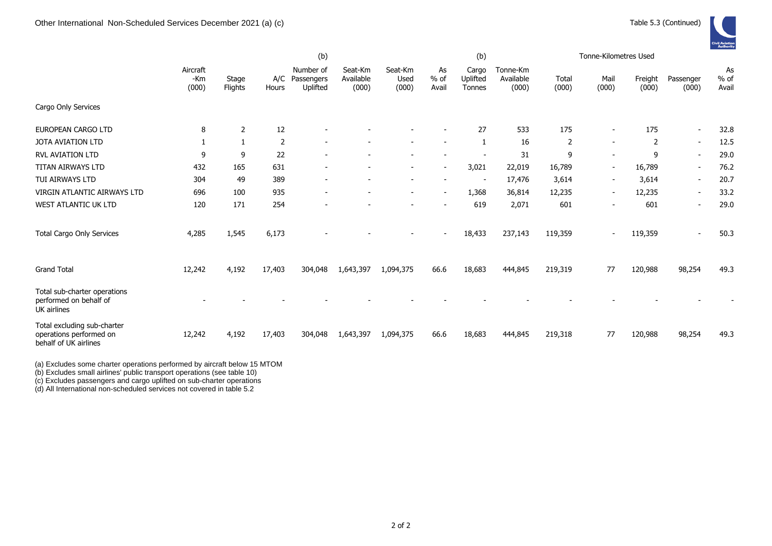Other International Non-Scheduled Services December 2021 (a) (c)

Table 5.3 (Continued)

| | Aircraft -Km (000) | Stage Flights | A/C Hours | (b) Number of Passengers Uplifted | Seat-Km Available (000) | Seat-Km Used (000) | As % of Avail | (b) Cargo Uplifted Tonnes | Tonne-Km Available (000) | Tonne-Kilometres Used Total (000) | Mail (000) | Freight (000) | Passenger (000) | As % of Avail |
|---|---|---|---|---|---|---|---|---|---|---|---|---|---|---|
| Cargo Only Services | | | | | | | | | | | | | | |
| EUROPEAN CARGO LTD | 8 | 2 | 12 | - | - | - | - | 27 | 533 | 175 | - | 175 | - | 32.8 |
| JOTA AVIATION LTD | 1 | 1 | 2 | - | - | - | - | 1 | 16 | 2 | - | 2 | - | 12.5 |
| RVL AVIATION LTD | 9 | 9 | 22 | - | - | - | - | - | 31 | 9 | - | 9 | - | 29.0 |
| TITAN AIRWAYS LTD | 432 | 165 | 631 | - | - | - | - | 3,021 | 22,019 | 16,789 | - | 16,789 | - | 76.2 |
| TUI AIRWAYS LTD | 304 | 49 | 389 | - | - | - | - | - | 17,476 | 3,614 | - | 3,614 | - | 20.7 |
| VIRGIN ATLANTIC AIRWAYS LTD | 696 | 100 | 935 | - | - | - | - | 1,368 | 36,814 | 12,235 | - | 12,235 | - | 33.2 |
| WEST ATLANTIC UK LTD | 120 | 171 | 254 | - | - | - | - | 619 | 2,071 | 601 | - | 601 | - | 29.0 |
| Total Cargo Only Services | 4,285 | 1,545 | 6,173 | - | - | - | - | 18,433 | 237,143 | 119,359 | - | 119,359 | - | 50.3 |
| Grand Total | 12,242 | 4,192 | 17,403 | 304,048 | 1,643,397 | 1,094,375 | 66.6 | 18,683 | 444,845 | 219,319 | 77 | 120,988 | 98,254 | 49.3 |
| Total sub-charter operations performed on behalf of UK airlines | - | - | - | - | - | - | - | - | - | - | - | - | - | - |
| Total excluding sub-charter operations performed on behalf of UK airlines | 12,242 | 4,192 | 17,403 | 304,048 | 1,643,397 | 1,094,375 | 66.6 | 18,683 | 444,845 | 219,318 | 77 | 120,988 | 98,254 | 49.3 |

(a) Excludes some charter operations performed by aircraft below 15 MTOM
(b) Excludes small airlines' public transport operations (see table 10)
(c) Excludes passengers and cargo uplifted on sub-charter operations
(d) All International non-scheduled services not covered in table 5.2